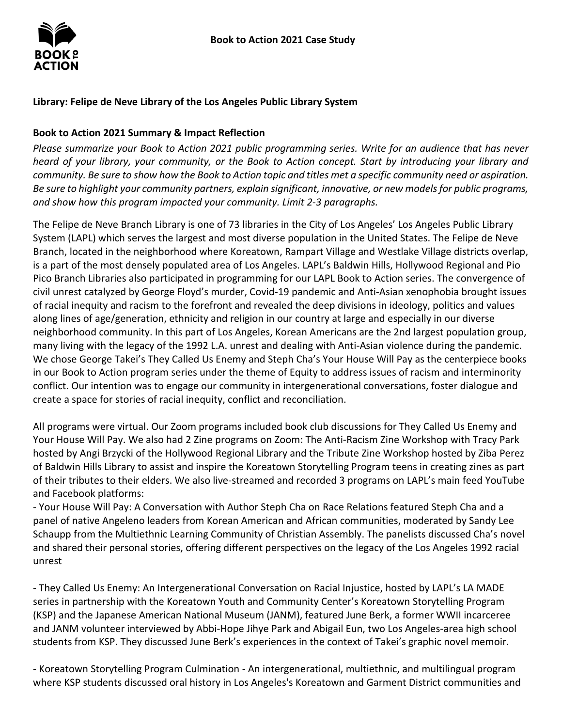**Book to Action 2021 Case Study**

**Library: Felipe de Neve Library of the Los Angeles Public Library System**

**Book to Action 2021 Summary & Impact Reflection**

*Please summarize your Book to Action 2021 public programming series. Write for an audience that has never heard of your library, your community, or the Book to Action concept. Start by introducing your library and community. Be sure to show how the Book to Action topic and titles met a specific community need or aspiration. Be sure to highlight your community partners, explain significant, innovative, or new models for public programs, and show how this program impacted your community. Limit 2-3 paragraphs.*

The Felipe de Neve Branch Library is one of 73 libraries in the City of Los Angeles' Los Angeles Public Library System (LAPL) which serves the largest and most diverse population in the United States. The Felipe de Neve Branch, located in the neighborhood where Koreatown, Rampart Village and Westlake Village districts overlap, is a part of the most densely populated area of Los Angeles. LAPL's Baldwin Hills, Hollywood Regional and Pio Pico Branch Libraries also participated in programming for our LAPL Book to Action series. The convergence of civil unrest catalyzed by George Floyd's murder, Covid-19 pandemic and Anti-Asian xenophobia brought issues of racial inequity and racism to the forefront and revealed the deep divisions in ideology, politics and values along lines of age/generation, ethnicity and religion in our country at large and especially in our diverse neighborhood community. In this part of Los Angeles, Korean Americans are the 2nd largest population group, many living with the legacy of the 1992 L.A. unrest and dealing with Anti-Asian violence during the pandemic. We chose George Takei's They Called Us Enemy and Steph Cha's Your House Will Pay as the centerpiece books in our Book to Action program series under the theme of Equity to address issues of racism and interminority conflict. Our intention was to engage our community in intergenerational conversations, foster dialogue and create a space for stories of racial inequity, conflict and reconciliation.

All programs were virtual. Our Zoom programs included book club discussions for They Called Us Enemy and Your House Will Pay. We also had 2 Zine programs on Zoom: The Anti-Racism Zine Workshop with Tracy Park hosted by Angi Brzycki of the Hollywood Regional Library and the Tribute Zine Workshop hosted by Ziba Perez of Baldwin Hills Library to assist and inspire the Koreatown Storytelling Program teens in creating zines as part of their tributes to their elders. We also live-streamed and recorded 3 programs on LAPL's main feed YouTube and Facebook platforms:

- Your House Will Pay: A Conversation with Author Steph Cha on Race Relations featured Steph Cha and a panel of native Angeleno leaders from Korean American and African communities, moderated by Sandy Lee Schaupp from the Multiethnic Learning Community of Christian Assembly. The panelists discussed Cha's novel and shared their personal stories, offering different perspectives on the legacy of the Los Angeles 1992 racial unrest

- They Called Us Enemy: An Intergenerational Conversation on Racial Injustice, hosted by LAPL's LA MADE series in partnership with the Koreatown Youth and Community Center's Koreatown Storytelling Program (KSP) and the Japanese American National Museum (JANM), featured June Berk, a former WWII incarceree and JANM volunteer interviewed by Abbi-Hope Jihye Park and Abigail Eun, two Los Angeles-area high school students from KSP. They discussed June Berk's experiences in the context of Takei's graphic novel memoir.

- Koreatown Storytelling Program Culmination - An intergenerational, multiethnic, and multilingual program where KSP students discussed oral history in Los Angeles's Koreatown and Garment District communities and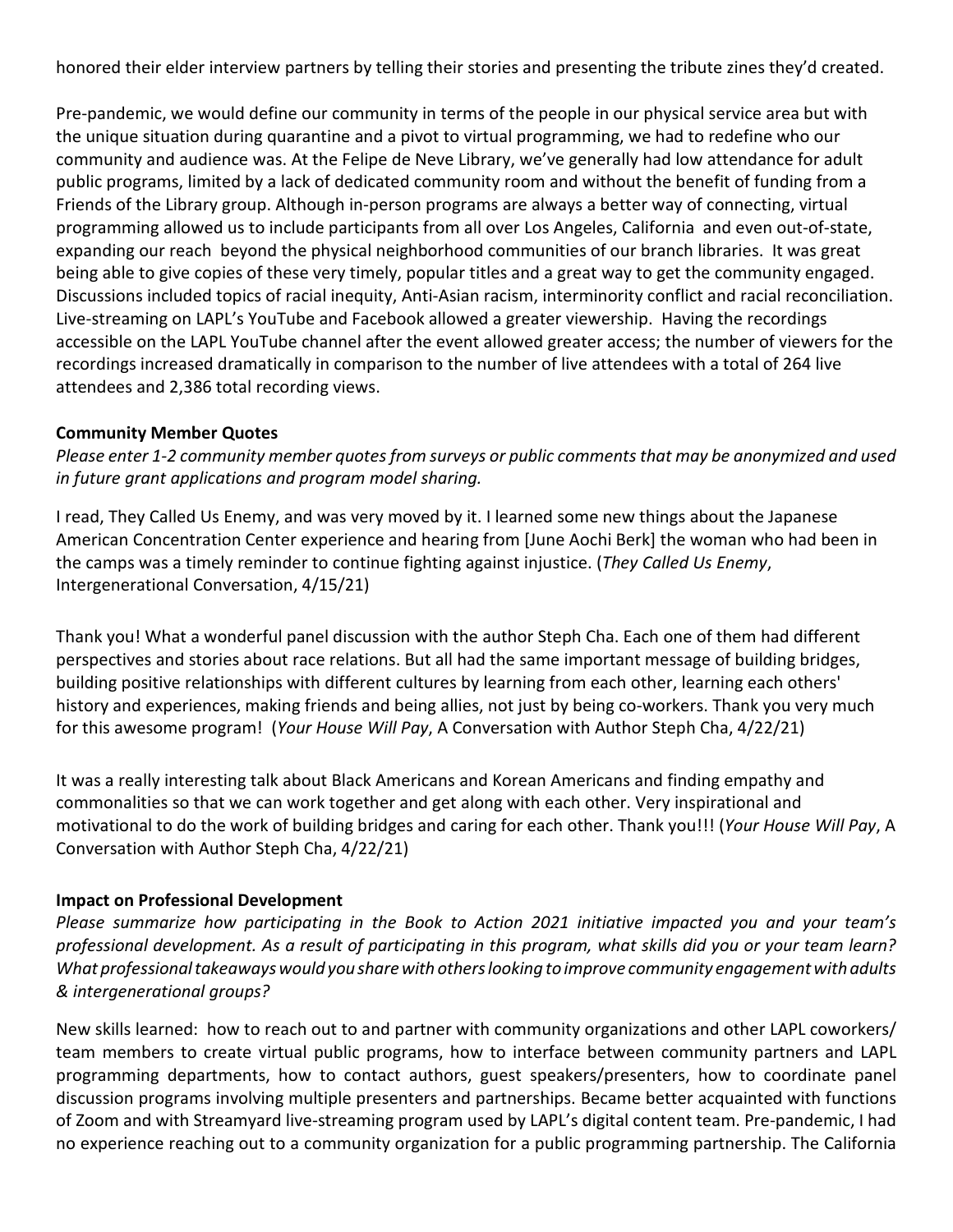honored their elder interview partners by telling their stories and presenting the tribute zines they'd created.

Pre-pandemic, we would define our community in terms of the people in our physical service area but with the unique situation during quarantine and a pivot to virtual programming, we had to redefine who our community and audience was. At the Felipe de Neve Library, we've generally had low attendance for adult public programs, limited by a lack of dedicated community room and without the benefit of funding from a Friends of the Library group. Although in-person programs are always a better way of connecting, virtual programming allowed us to include participants from all over Los Angeles, California and even out-of-state, expanding our reach beyond the physical neighborhood communities of our branch libraries. It was great being able to give copies of these very timely, popular titles and a great way to get the community engaged. Discussions included topics of racial inequity, Anti-Asian racism, interminority conflict and racial reconciliation. Live-streaming on LAPL's YouTube and Facebook allowed a greater viewership. Having the recordings accessible on the LAPL YouTube channel after the event allowed greater access; the number of viewers for the recordings increased dramatically in comparison to the number of live attendees with a total of 264 live attendees and 2,386 total recording views.

**Community Member Quotes**

*Please enter 1-2 community member quotes from surveys or public comments that may be anonymized and used in future grant applications and program model sharing.*

I read, They Called Us Enemy, and was very moved by it. I learned some new things about the Japanese American Concentration Center experience and hearing from [June Aochi Berk] the woman who had been in the camps was a timely reminder to continue fighting against injustice. (*They Called Us Enemy*, Intergenerational Conversation, 4/15/21)

Thank you! What a wonderful panel discussion with the author Steph Cha. Each one of them had different perspectives and stories about race relations. But all had the same important message of building bridges, building positive relationships with different cultures by learning from each other, learning each others' history and experiences, making friends and being allies, not just by being co-workers. Thank you very much for this awesome program! (*Your House Will Pay*, A Conversation with Author Steph Cha, 4/22/21)

It was a really interesting talk about Black Americans and Korean Americans and finding empathy and commonalities so that we can work together and get along with each other. Very inspirational and motivational to do the work of building bridges and caring for each other. Thank you!!! (*Your House Will Pay*, A Conversation with Author Steph Cha, 4/22/21)

**Impact on Professional Development**

*Please summarize how participating in the Book to Action 2021 initiative impacted you and your team's professional development. As a result of participating in this program, what skills did you or your team learn? What professional takeaways would you share with others looking to improve community engagement with adults & intergenerational groups?*

New skills learned: how to reach out to and partner with community organizations and other LAPL coworkers/ team members to create virtual public programs, how to interface between community partners and LAPL programming departments, how to contact authors, guest speakers/presenters, how to coordinate panel discussion programs involving multiple presenters and partnerships. Became better acquainted with functions of Zoom and with Streamyard live-streaming program used by LAPL's digital content team. Pre-pandemic, I had no experience reaching out to a community organization for a public programming partnership. The California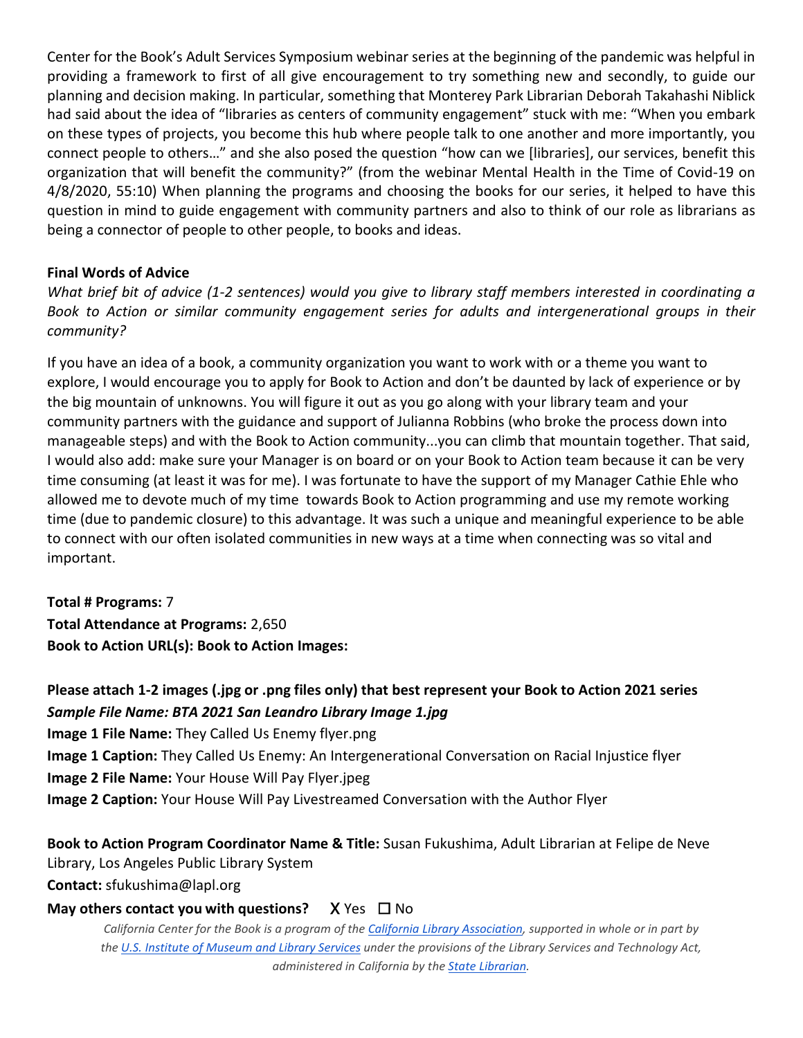Center for the Book's Adult Services Symposium webinar series at the beginning of the pandemic was helpful in providing a framework to first of all give encouragement to try something new and secondly, to guide our planning and decision making. In particular, something that Monterey Park Librarian Deborah Takahashi Niblick had said about the idea of "libraries as centers of community engagement" stuck with me: "When you embark on these types of projects, you become this hub where people talk to one another and more importantly, you connect people to others…" and she also posed the question "how can we [libraries], our services, benefit this organization that will benefit the community?" (from the webinar Mental Health in the Time of Covid-19 on 4/8/2020, 55:10) When planning the programs and choosing the books for our series, it helped to have this question in mind to guide engagement with community partners and also to think of our role as librarians as being a connector of people to other people, to books and ideas.

**Final Words of Advice**

*What brief bit of advice (1-2 sentences) would you give to library staff members interested in coordinating a Book to Action or similar community engagement series for adults and intergenerational groups in their community?*

If you have an idea of a book, a community organization you want to work with or a theme you want to explore, I would encourage you to apply for Book to Action and don't be daunted by lack of experience or by the big mountain of unknowns. You will figure it out as you go along with your library team and your community partners with the guidance and support of Julianna Robbins (who broke the process down into manageable steps) and with the Book to Action community...you can climb that mountain together. That said, I would also add: make sure your Manager is on board or on your Book to Action team because it can be very time consuming (at least it was for me). I was fortunate to have the support of my Manager Cathie Ehle who allowed me to devote much of my time towards Book to Action programming and use my remote working time (due to pandemic closure) to this advantage. It was such a unique and meaningful experience to be able to connect with our often isolated communities in new ways at a time when connecting was so vital and important.

**Total # Programs:** 7

**Total Attendance at Programs:** 2,650

**Book to Action URL(s): Book to Action Images:**

**Please attach 1-2 images (.jpg or .png files only) that best represent your Book to Action 2021 series**

***Sample File Name: BTA 2021 San Leandro Library Image 1.jpg***

**Image 1 File Name:** They Called Us Enemy flyer.png

**Image 1 Caption:** They Called Us Enemy: An Intergenerational Conversation on Racial Injustice flyer

**Image 2 File Name:** Your House Will Pay Flyer.jpeg

**Image 2 Caption:** Your House Will Pay Livestreamed Conversation with the Author Flyer

**Book to Action Program Coordinator Name & Title:** Susan Fukushima, Adult Librarian at Felipe de Neve Library, Los Angeles Public Library System

**Contact:** sfukushima@lapl.org

**May others contact you with questions?** X Yes ☐ No

*California Center for the Book is a program of the California Library Association, supported in whole or in part by the U.S. Institute of Museum and Library Services under the provisions of the Library Services and Technology Act, administered in California by the State Librarian.*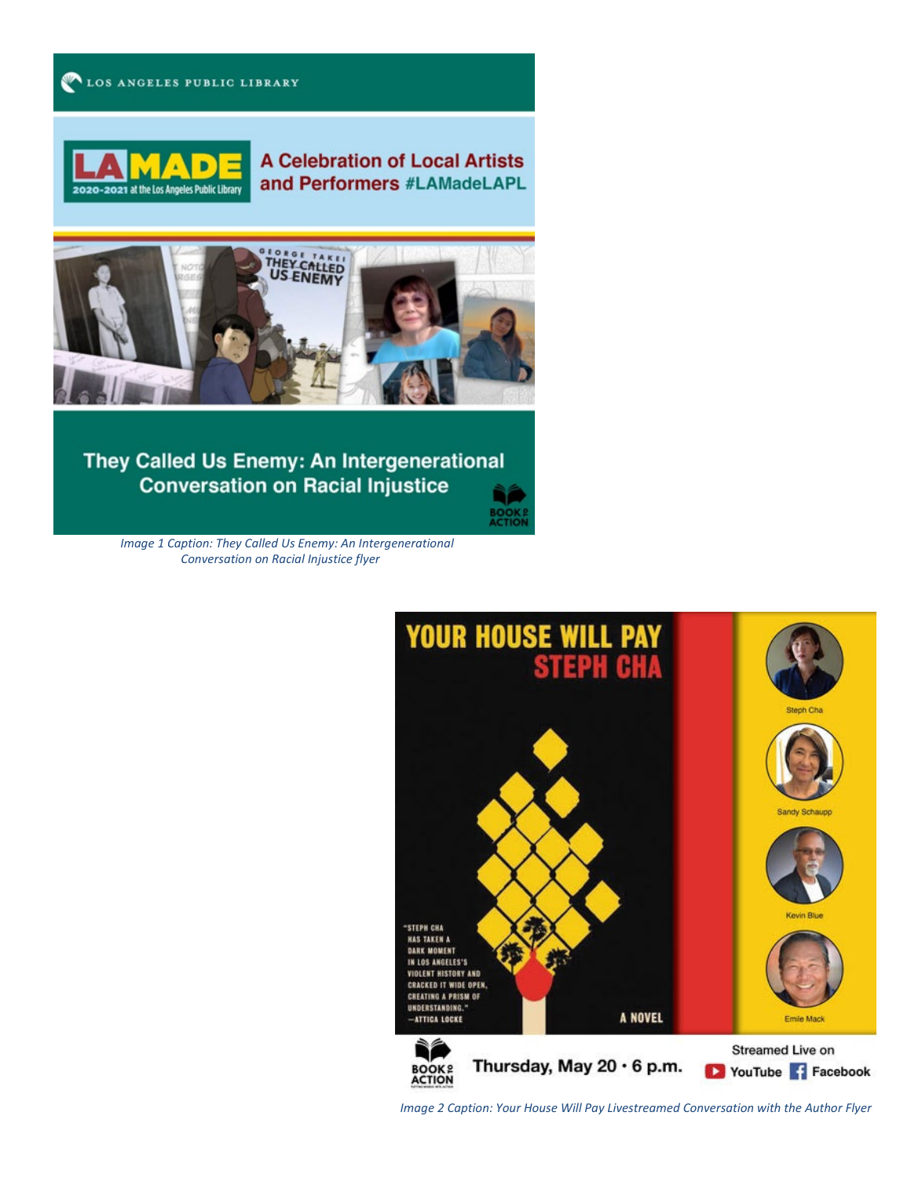LOS ANGELES PUBLIC LIBRARY

LA MADE 2020-2021 at the Los Angeles Public Library

A Celebration of Local Artists and Performers #LAMadeLAPL

GEORGE TAKEI THEY CALLED US ENEMY

They Called Us Enemy: An Intergenerational Conversation on Racial Injustice

BOOK 2 ACTION

*Image 1 Caption: They Called Us Enemy: An Intergenerational Conversation on Racial Injustice flyer*

YOUR HOUSE WILL PAY

STEPH CHA

"STEPH CHA HAS TAKEN A DARK MOMENT IN LOS ANGELES'S VIOLENT HISTORY AND CRACKED IT WIDE OPEN, CREATING A PRISM OF UNDERSTANDING." —ATTICA LOCKE

A NOVEL

Steph Cha

Sandy Schaupp

Kevin Blue

Emile Mack

BOOK 2 ACTION

Thursday, May 20 • 6 p.m.

Streamed Live on YouTube Facebook

*Image 2 Caption: Your House Will Pay Livestreamed Conversation with the Author Flyer*